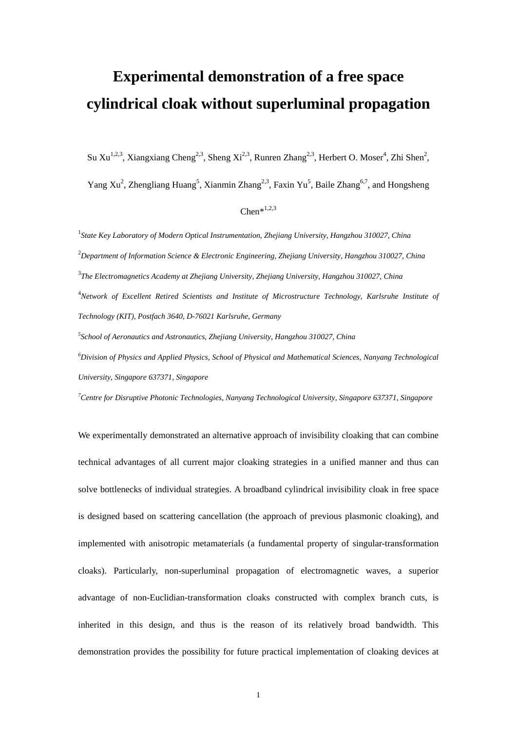# Experimental demonstration of a free space cylindrical cloak without superluminal propagation

Su Xu[1,2,3], Xiangxiang Cheng[2,3], Sheng Xi[2,3], Runren Zhang[2,3], Herbert O. Moser[4], Zhi Shen[2], Yang Xu[2], Zhengliang Huang[5], Xianmin Zhang[2,3], Faxin Yu[5], Baile Zhang[6,7], and Hongsheng Chen*[1,2,3]

[1]*State Key Laboratory of Modern Optical Instrumentation, Zhejiang University, Hangzhou 310027, China*

[2]*Department of Information Science & Electronic Engineering, Zhejiang University, Hangzhou 310027, China*

[3]*The Electromagnetics Academy at Zhejiang University, Zhejiang University, Hangzhou 310027, China*

[4]*Network of Excellent Retired Scientists and Institute of Microstructure Technology, Karlsruhe Institute of Technology (KIT), Postfach 3640, D-76021 Karlsruhe, Germany*

[5]*School of Aeronautics and Astronautics, Zhejiang University, Hangzhou 310027, China*

[6]*Division of Physics and Applied Physics, School of Physical and Mathematical Sciences, Nanyang Technological University, Singapore 637371, Singapore*

[7]*Centre for Disruptive Photonic Technologies, Nanyang Technological University, Singapore 637371, Singapore*

We experimentally demonstrated an alternative approach of invisibility cloaking that can combine technical advantages of all current major cloaking strategies in a unified manner and thus can solve bottlenecks of individual strategies. A broadband cylindrical invisibility cloak in free space is designed based on scattering cancellation (the approach of previous plasmonic cloaking), and implemented with anisotropic metamaterials (a fundamental property of singular-transformation cloaks). Particularly, non-superluminal propagation of electromagnetic waves, a superior advantage of non-Euclidian-transformation cloaks constructed with complex branch cuts, is inherited in this design, and thus is the reason of its relatively broad bandwidth. This demonstration provides the possibility for future practical implementation of cloaking devices at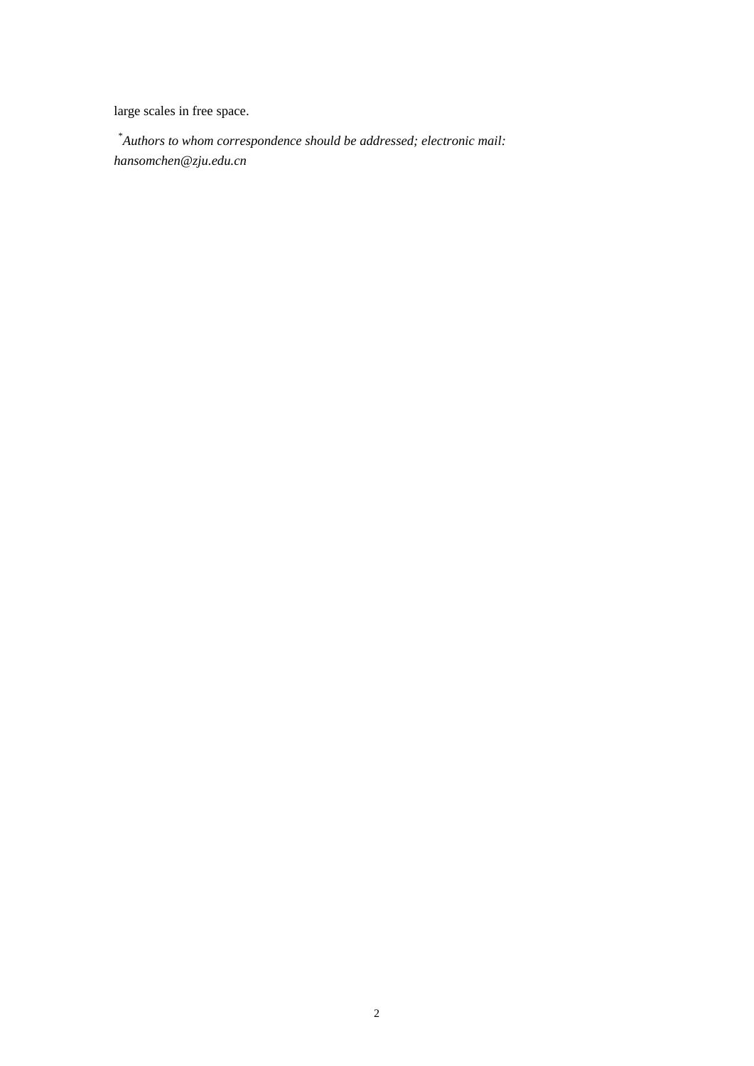large scales in free space.

[*] *Authors to whom correspondence should be addressed; electronic mail: hansomchen@zju.edu.cn*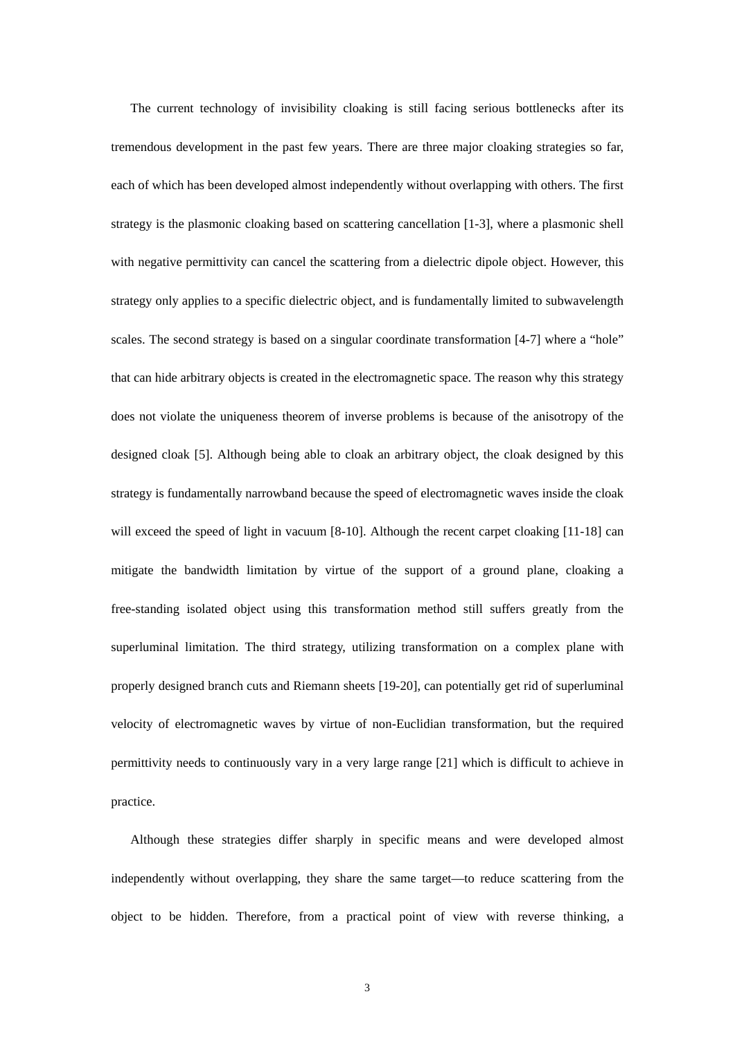The current technology of invisibility cloaking is still facing serious bottlenecks after its tremendous development in the past few years. There are three major cloaking strategies so far, each of which has been developed almost independently without overlapping with others. The first strategy is the plasmonic cloaking based on scattering cancellation [1-3], where a plasmonic shell with negative permittivity can cancel the scattering from a dielectric dipole object. However, this strategy only applies to a specific dielectric object, and is fundamentally limited to subwavelength scales. The second strategy is based on a singular coordinate transformation [4-7] where a "hole" that can hide arbitrary objects is created in the electromagnetic space. The reason why this strategy does not violate the uniqueness theorem of inverse problems is because of the anisotropy of the designed cloak [5]. Although being able to cloak an arbitrary object, the cloak designed by this strategy is fundamentally narrowband because the speed of electromagnetic waves inside the cloak will exceed the speed of light in vacuum [8-10]. Although the recent carpet cloaking [11-18] can mitigate the bandwidth limitation by virtue of the support of a ground plane, cloaking a free-standing isolated object using this transformation method still suffers greatly from the superluminal limitation. The third strategy, utilizing transformation on a complex plane with properly designed branch cuts and Riemann sheets [19-20], can potentially get rid of superluminal velocity of electromagnetic waves by virtue of non-Euclidian transformation, but the required permittivity needs to continuously vary in a very large range [21] which is difficult to achieve in practice.

Although these strategies differ sharply in specific means and were developed almost independently without overlapping, they share the same target—to reduce scattering from the object to be hidden. Therefore, from a practical point of view with reverse thinking, a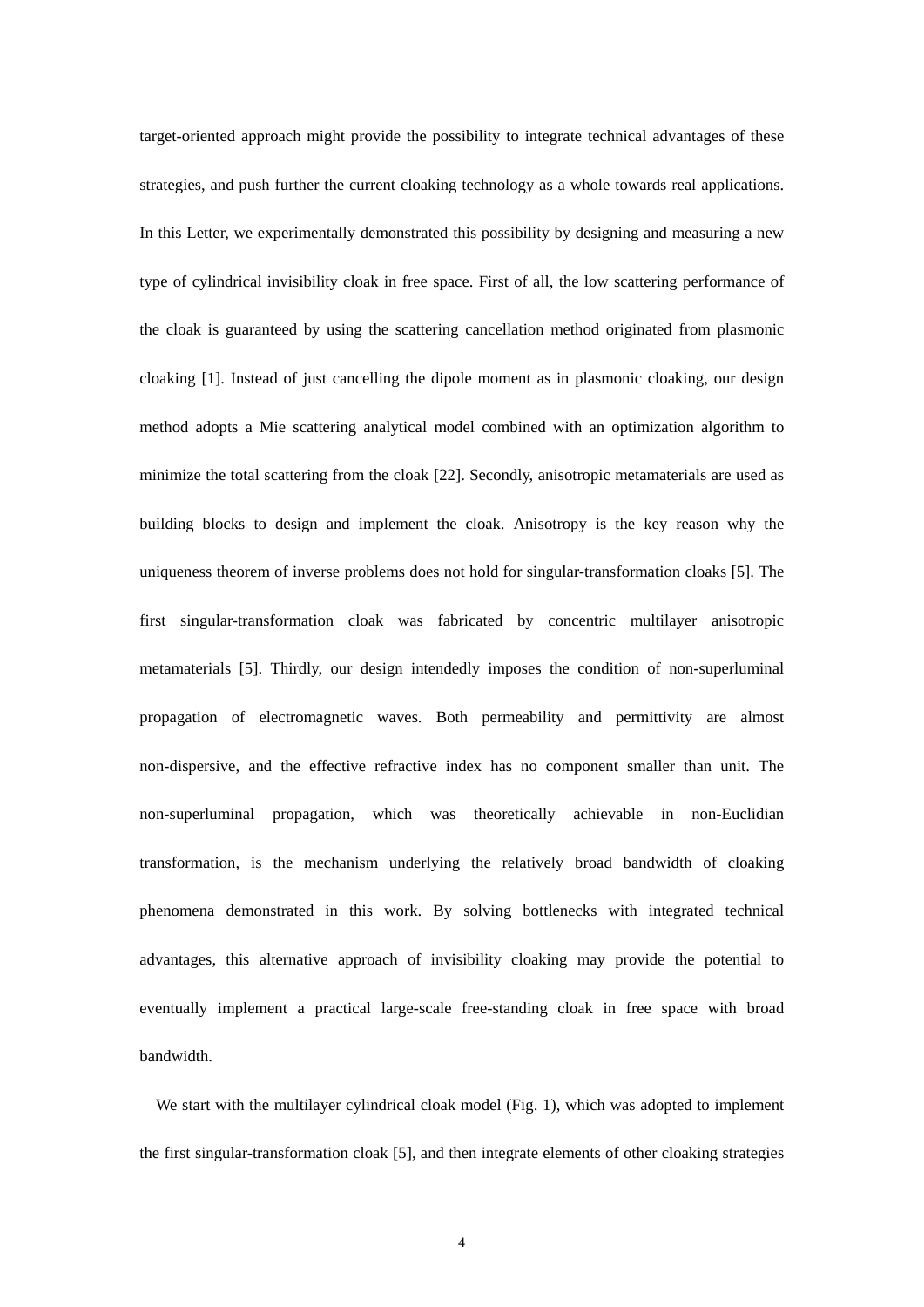target-oriented approach might provide the possibility to integrate technical advantages of these strategies, and push further the current cloaking technology as a whole towards real applications. In this Letter, we experimentally demonstrated this possibility by designing and measuring a new type of cylindrical invisibility cloak in free space. First of all, the low scattering performance of the cloak is guaranteed by using the scattering cancellation method originated from plasmonic cloaking [1]. Instead of just cancelling the dipole moment as in plasmonic cloaking, our design method adopts a Mie scattering analytical model combined with an optimization algorithm to minimize the total scattering from the cloak [22]. Secondly, anisotropic metamaterials are used as building blocks to design and implement the cloak. Anisotropy is the key reason why the uniqueness theorem of inverse problems does not hold for singular-transformation cloaks [5]. The first singular-transformation cloak was fabricated by concentric multilayer anisotropic metamaterials [5]. Thirdly, our design intendedly imposes the condition of non-superluminal propagation of electromagnetic waves. Both permeability and permittivity are almost non-dispersive, and the effective refractive index has no component smaller than unit. The non-superluminal propagation, which was theoretically achievable in non-Euclidian transformation, is the mechanism underlying the relatively broad bandwidth of cloaking phenomena demonstrated in this work. By solving bottlenecks with integrated technical advantages, this alternative approach of invisibility cloaking may provide the potential to eventually implement a practical large-scale free-standing cloak in free space with broad bandwidth.

We start with the multilayer cylindrical cloak model (Fig. 1), which was adopted to implement the first singular-transformation cloak [5], and then integrate elements of other cloaking strategies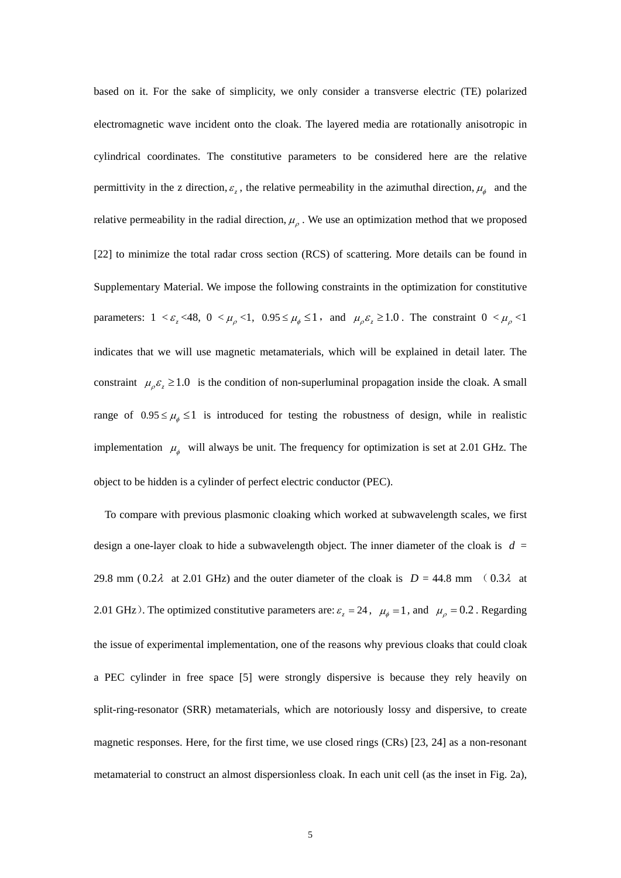based on it. For the sake of simplicity, we only consider a transverse electric (TE) polarized electromagnetic wave incident onto the cloak. The layered media are rotationally anisotropic in cylindrical coordinates. The constitutive parameters to be considered here are the relative permittivity in the z direction, $\varepsilon_z$, the relative permeability in the azimuthal direction, $\mu_\phi$ and the relative permeability in the radial direction, $\mu_\rho$. We use an optimization method that we proposed [22] to minimize the total radar cross section (RCS) of scattering. More details can be found in Supplementary Material. We impose the following constraints in the optimization for constitutive parameters: $1 < \varepsilon_z < 48$, $0 < \mu_\rho < 1$, $0.95 \le \mu_\phi \le 1$, and $\mu_\rho \varepsilon_z \ge 1.0$. The constraint $0 < \mu_\rho < 1$ indicates that we will use magnetic metamaterials, which will be explained in detail later. The constraint $\mu_\rho \varepsilon_z \ge 1.0$ is the condition of non-superluminal propagation inside the cloak. A small range of $0.95 \le \mu_\phi \le 1$ is introduced for testing the robustness of design, while in realistic implementation $\mu_\phi$ will always be unit. The frequency for optimization is set at 2.01 GHz. The object to be hidden is a cylinder of perfect electric conductor (PEC).

To compare with previous plasmonic cloaking which worked at subwavelength scales, we first design a one-layer cloak to hide a subwavelength object. The inner diameter of the cloak is $d$ = 29.8 mm ($0.2\lambda$ at 2.01 GHz) and the outer diameter of the cloak is $D$ = 44.8 mm （$0.3\lambda$ at 2.01 GHz）. The optimized constitutive parameters are: $\varepsilon_z = 24$, $\mu_\phi = 1$, and $\mu_\rho = 0.2$. Regarding the issue of experimental implementation, one of the reasons why previous cloaks that could cloak a PEC cylinder in free space [5] were strongly dispersive is because they rely heavily on split-ring-resonator (SRR) metamaterials, which are notoriously lossy and dispersive, to create magnetic responses. Here, for the first time, we use closed rings (CRs) [23, 24] as a non-resonant metamaterial to construct an almost dispersionless cloak. In each unit cell (as the inset in Fig. 2a),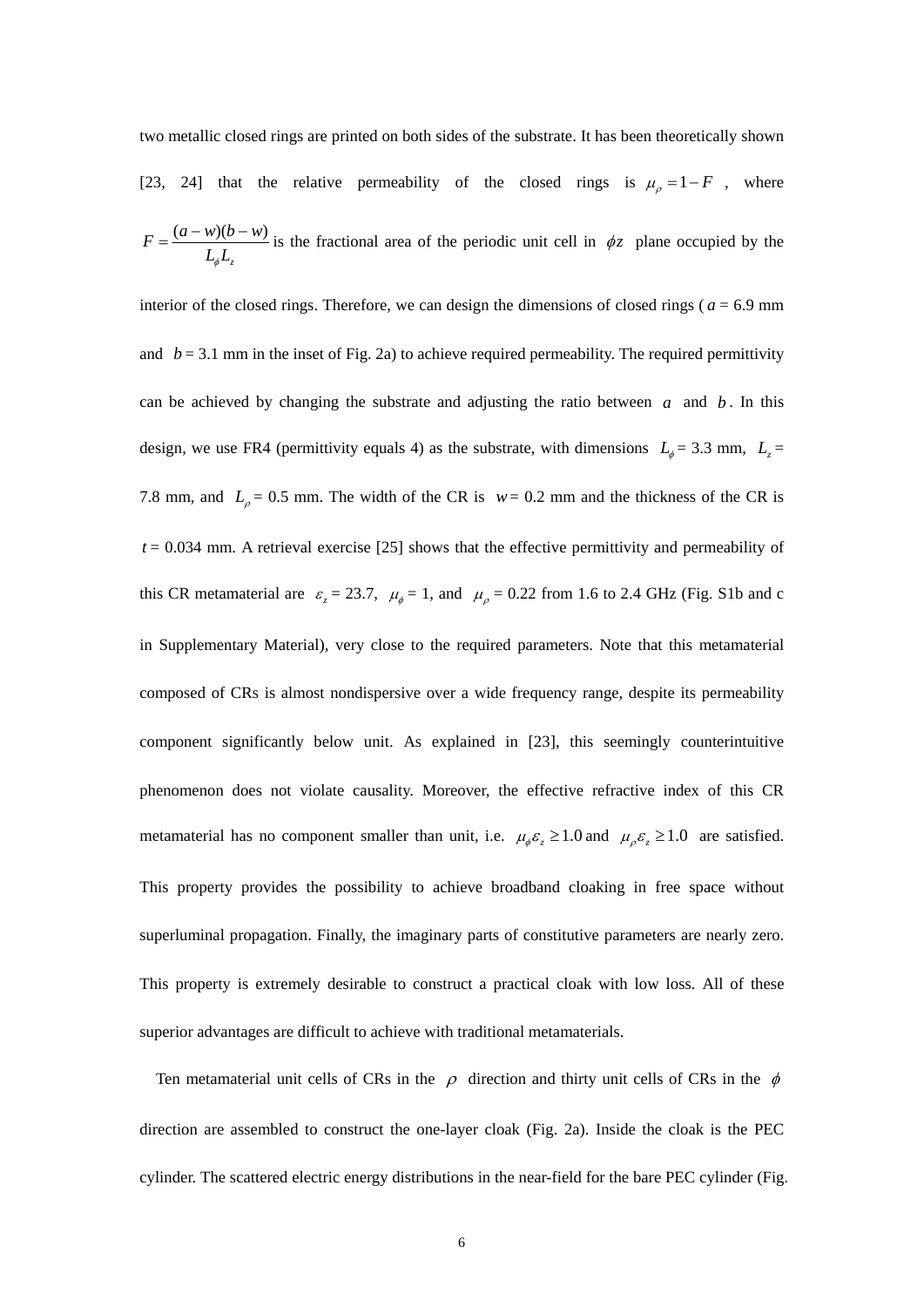two metallic closed rings are printed on both sides of the substrate. It has been theoretically shown [23, 24] that the relative permeability of the closed rings is $\mu_\rho = 1 - F$, where $F = \dfrac{(a-w)(b-w)}{L_\phi L_z}$ is the fractional area of the periodic unit cell in $\phi z$ plane occupied by the interior of the closed rings. Therefore, we can design the dimensions of closed rings ( $a$ = 6.9 mm and $b$ = 3.1 mm in the inset of Fig. 2a) to achieve required permeability. The required permittivity can be achieved by changing the substrate and adjusting the ratio between $a$ and $b$. In this design, we use FR4 (permittivity equals 4) as the substrate, with dimensions $L_\phi$ = 3.3 mm, $L_z$ = 7.8 mm, and $L_\rho$ = 0.5 mm. The width of the CR is $w$ = 0.2 mm and the thickness of the CR is $t$ = 0.034 mm. A retrieval exercise [25] shows that the effective permittivity and permeability of this CR metamaterial are $\varepsilon_z$ = 23.7, $\mu_\phi$ = 1, and $\mu_\rho$ = 0.22 from 1.6 to 2.4 GHz (Fig. S1b and c in Supplementary Material), very close to the required parameters. Note that this metamaterial composed of CRs is almost nondispersive over a wide frequency range, despite its permeability component significantly below unit. As explained in [23], this seemingly counterintuitive phenomenon does not violate causality. Moreover, the effective refractive index of this CR metamaterial has no component smaller than unit, i.e. $\mu_\phi \varepsilon_z \geq 1.0$ and $\mu_\rho \varepsilon_z \geq 1.0$ are satisfied. This property provides the possibility to achieve broadband cloaking in free space without superluminal propagation. Finally, the imaginary parts of constitutive parameters are nearly zero. This property is extremely desirable to construct a practical cloak with low loss. All of these superior advantages are difficult to achieve with traditional metamaterials.

Ten metamaterial unit cells of CRs in the $\rho$ direction and thirty unit cells of CRs in the $\phi$ direction are assembled to construct the one-layer cloak (Fig. 2a). Inside the cloak is the PEC cylinder. The scattered electric energy distributions in the near-field for the bare PEC cylinder (Fig.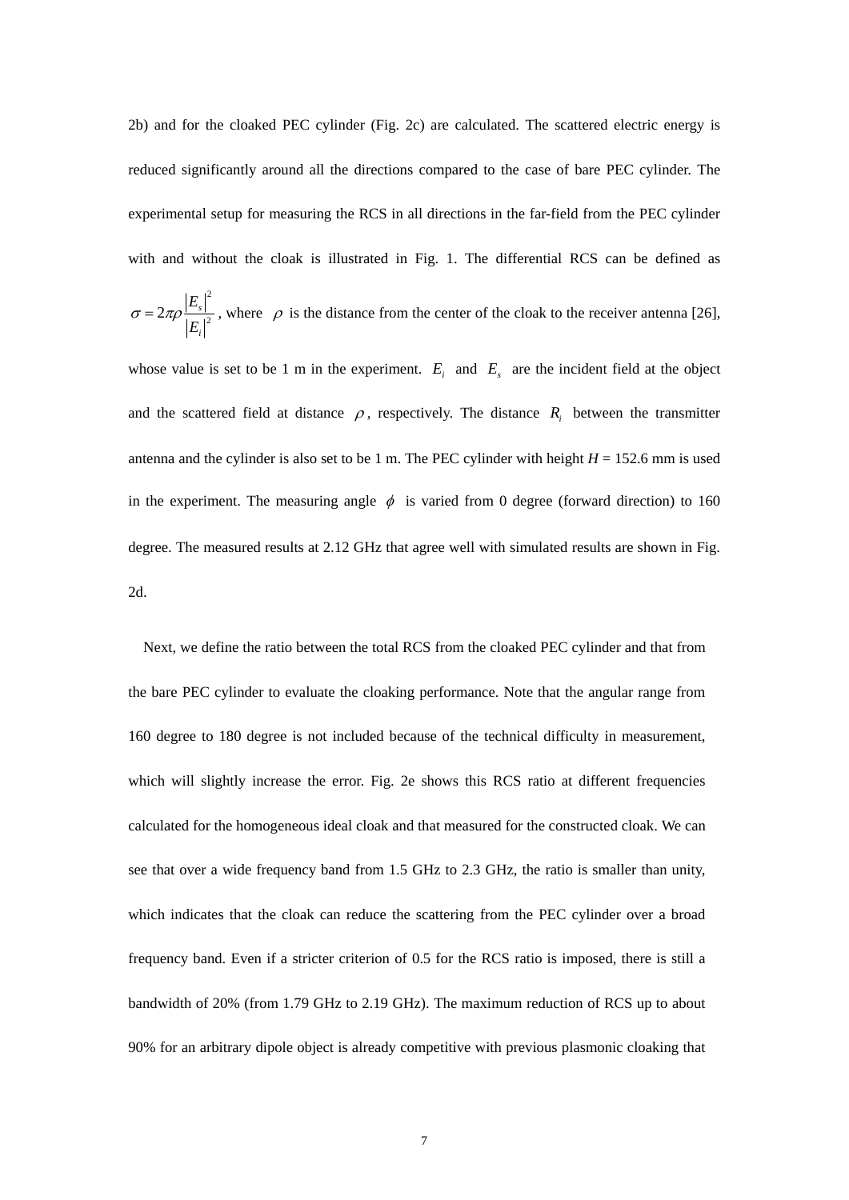2b) and for the cloaked PEC cylinder (Fig. 2c) are calculated. The scattered electric energy is reduced significantly around all the directions compared to the case of bare PEC cylinder. The experimental setup for measuring the RCS in all directions in the far-field from the PEC cylinder with and without the cloak is illustrated in Fig. 1. The differential RCS can be defined as $\sigma = 2\pi\rho\frac{|E_s|^2}{|E_i|^2}$, where $\rho$ is the distance from the center of the cloak to the receiver antenna [26], whose value is set to be 1 m in the experiment. $E_i$ and $E_s$ are the incident field at the object and the scattered field at distance $\rho$, respectively. The distance $R_i$ between the transmitter antenna and the cylinder is also set to be 1 m. The PEC cylinder with height $H$ = 152.6 mm is used in the experiment. The measuring angle $\phi$ is varied from 0 degree (forward direction) to 160 degree. The measured results at 2.12 GHz that agree well with simulated results are shown in Fig. 2d.

Next, we define the ratio between the total RCS from the cloaked PEC cylinder and that from the bare PEC cylinder to evaluate the cloaking performance. Note that the angular range from 160 degree to 180 degree is not included because of the technical difficulty in measurement, which will slightly increase the error. Fig. 2e shows this RCS ratio at different frequencies calculated for the homogeneous ideal cloak and that measured for the constructed cloak. We can see that over a wide frequency band from 1.5 GHz to 2.3 GHz, the ratio is smaller than unity, which indicates that the cloak can reduce the scattering from the PEC cylinder over a broad frequency band. Even if a stricter criterion of 0.5 for the RCS ratio is imposed, there is still a bandwidth of 20% (from 1.79 GHz to 2.19 GHz). The maximum reduction of RCS up to about 90% for an arbitrary dipole object is already competitive with previous plasmonic cloaking that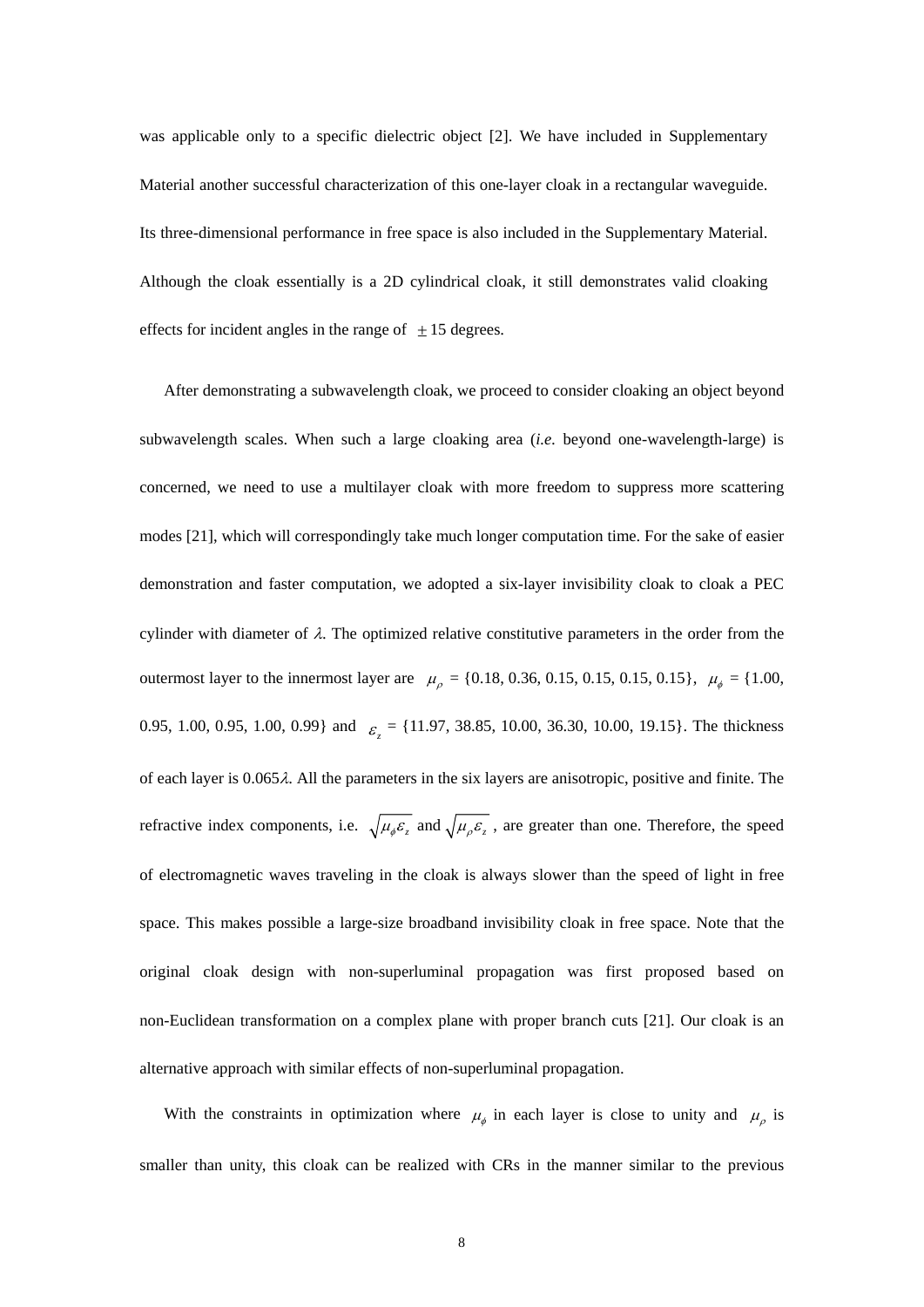was applicable only to a specific dielectric object [2]. We have included in Supplementary Material another successful characterization of this one-layer cloak in a rectangular waveguide. Its three-dimensional performance in free space is also included in the Supplementary Material. Although the cloak essentially is a 2D cylindrical cloak, it still demonstrates valid cloaking effects for incident angles in the range of $\pm 15$ degrees.

After demonstrating a subwavelength cloak, we proceed to consider cloaking an object beyond subwavelength scales. When such a large cloaking area (*i.e.* beyond one-wavelength-large) is concerned, we need to use a multilayer cloak with more freedom to suppress more scattering modes [21], which will correspondingly take much longer computation time. For the sake of easier demonstration and faster computation, we adopted a six-layer invisibility cloak to cloak a PEC cylinder with diameter of $\lambda$. The optimized relative constitutive parameters in the order from the outermost layer to the innermost layer are $\mu_\rho$ = {0.18, 0.36, 0.15, 0.15, 0.15, 0.15}, $\mu_\phi$ = {1.00, 0.95, 1.00, 0.95, 1.00, 0.99} and $\varepsilon_z$ = {11.97, 38.85, 10.00, 36.30, 10.00, 19.15}. The thickness of each layer is 0.065$\lambda$. All the parameters in the six layers are anisotropic, positive and finite. The refractive index components, i.e. $\sqrt{\mu_\phi \varepsilon_z}$ and $\sqrt{\mu_\rho \varepsilon_z}$, are greater than one. Therefore, the speed of electromagnetic waves traveling in the cloak is always slower than the speed of light in free space. This makes possible a large-size broadband invisibility cloak in free space. Note that the original cloak design with non-superluminal propagation was first proposed based on non-Euclidean transformation on a complex plane with proper branch cuts [21]. Our cloak is an alternative approach with similar effects of non-superluminal propagation.

With the constraints in optimization where $\mu_\phi$ in each layer is close to unity and $\mu_\rho$ is smaller than unity, this cloak can be realized with CRs in the manner similar to the previous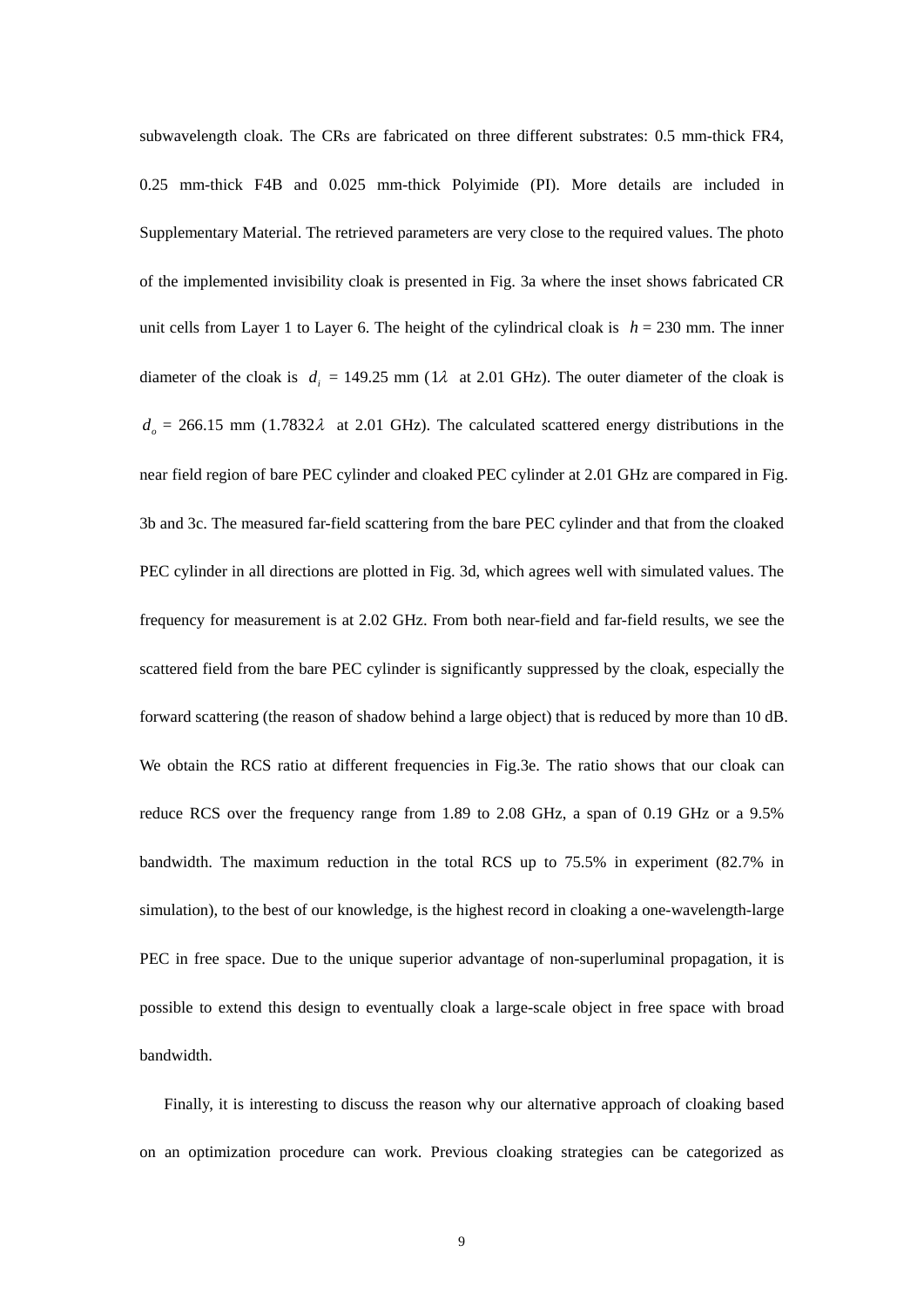subwavelength cloak. The CRs are fabricated on three different substrates: 0.5 mm-thick FR4, 0.25 mm-thick F4B and 0.025 mm-thick Polyimide (PI). More details are included in Supplementary Material. The retrieved parameters are very close to the required values. The photo of the implemented invisibility cloak is presented in Fig. 3a where the inset shows fabricated CR unit cells from Layer 1 to Layer 6. The height of the cylindrical cloak is $h$ = 230 mm. The inner diameter of the cloak is $d_i$ = 149.25 mm ($1\lambda$ at 2.01 GHz). The outer diameter of the cloak is $d_o$ = 266.15 mm ($1.7832\lambda$ at 2.01 GHz). The calculated scattered energy distributions in the near field region of bare PEC cylinder and cloaked PEC cylinder at 2.01 GHz are compared in Fig. 3b and 3c. The measured far-field scattering from the bare PEC cylinder and that from the cloaked PEC cylinder in all directions are plotted in Fig. 3d, which agrees well with simulated values. The frequency for measurement is at 2.02 GHz. From both near-field and far-field results, we see the scattered field from the bare PEC cylinder is significantly suppressed by the cloak, especially the forward scattering (the reason of shadow behind a large object) that is reduced by more than 10 dB. We obtain the RCS ratio at different frequencies in Fig.3e. The ratio shows that our cloak can reduce RCS over the frequency range from 1.89 to 2.08 GHz, a span of 0.19 GHz or a 9.5% bandwidth. The maximum reduction in the total RCS up to 75.5% in experiment (82.7% in simulation), to the best of our knowledge, is the highest record in cloaking a one-wavelength-large PEC in free space. Due to the unique superior advantage of non-superluminal propagation, it is possible to extend this design to eventually cloak a large-scale object in free space with broad bandwidth.

Finally, it is interesting to discuss the reason why our alternative approach of cloaking based on an optimization procedure can work. Previous cloaking strategies can be categorized as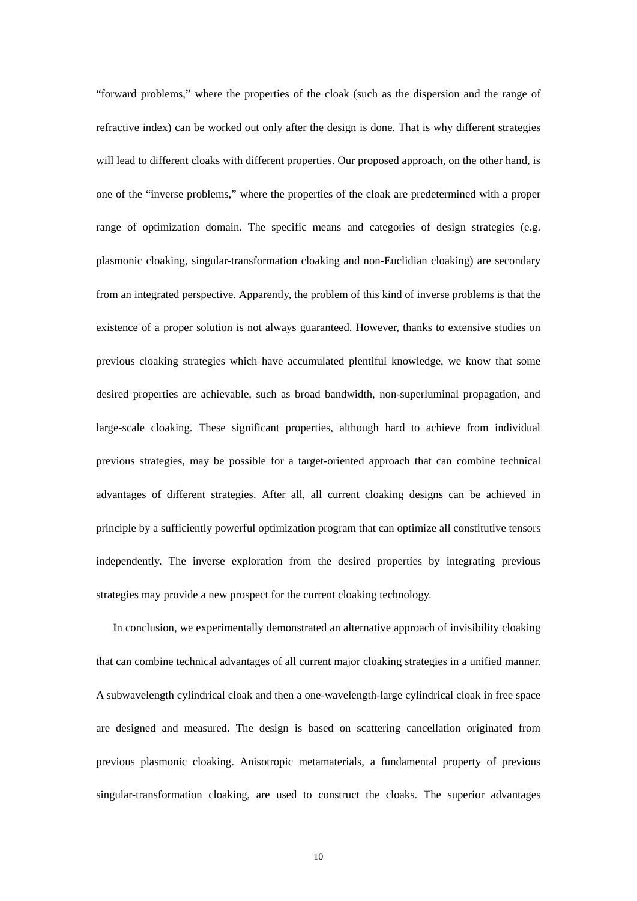"forward problems," where the properties of the cloak (such as the dispersion and the range of refractive index) can be worked out only after the design is done. That is why different strategies will lead to different cloaks with different properties. Our proposed approach, on the other hand, is one of the "inverse problems," where the properties of the cloak are predetermined with a proper range of optimization domain. The specific means and categories of design strategies (e.g. plasmonic cloaking, singular-transformation cloaking and non-Euclidian cloaking) are secondary from an integrated perspective. Apparently, the problem of this kind of inverse problems is that the existence of a proper solution is not always guaranteed. However, thanks to extensive studies on previous cloaking strategies which have accumulated plentiful knowledge, we know that some desired properties are achievable, such as broad bandwidth, non-superluminal propagation, and large-scale cloaking. These significant properties, although hard to achieve from individual previous strategies, may be possible for a target-oriented approach that can combine technical advantages of different strategies. After all, all current cloaking designs can be achieved in principle by a sufficiently powerful optimization program that can optimize all constitutive tensors independently. The inverse exploration from the desired properties by integrating previous strategies may provide a new prospect for the current cloaking technology.

In conclusion, we experimentally demonstrated an alternative approach of invisibility cloaking that can combine technical advantages of all current major cloaking strategies in a unified manner. A subwavelength cylindrical cloak and then a one-wavelength-large cylindrical cloak in free space are designed and measured. The design is based on scattering cancellation originated from previous plasmonic cloaking. Anisotropic metamaterials, a fundamental property of previous singular-transformation cloaking, are used to construct the cloaks. The superior advantages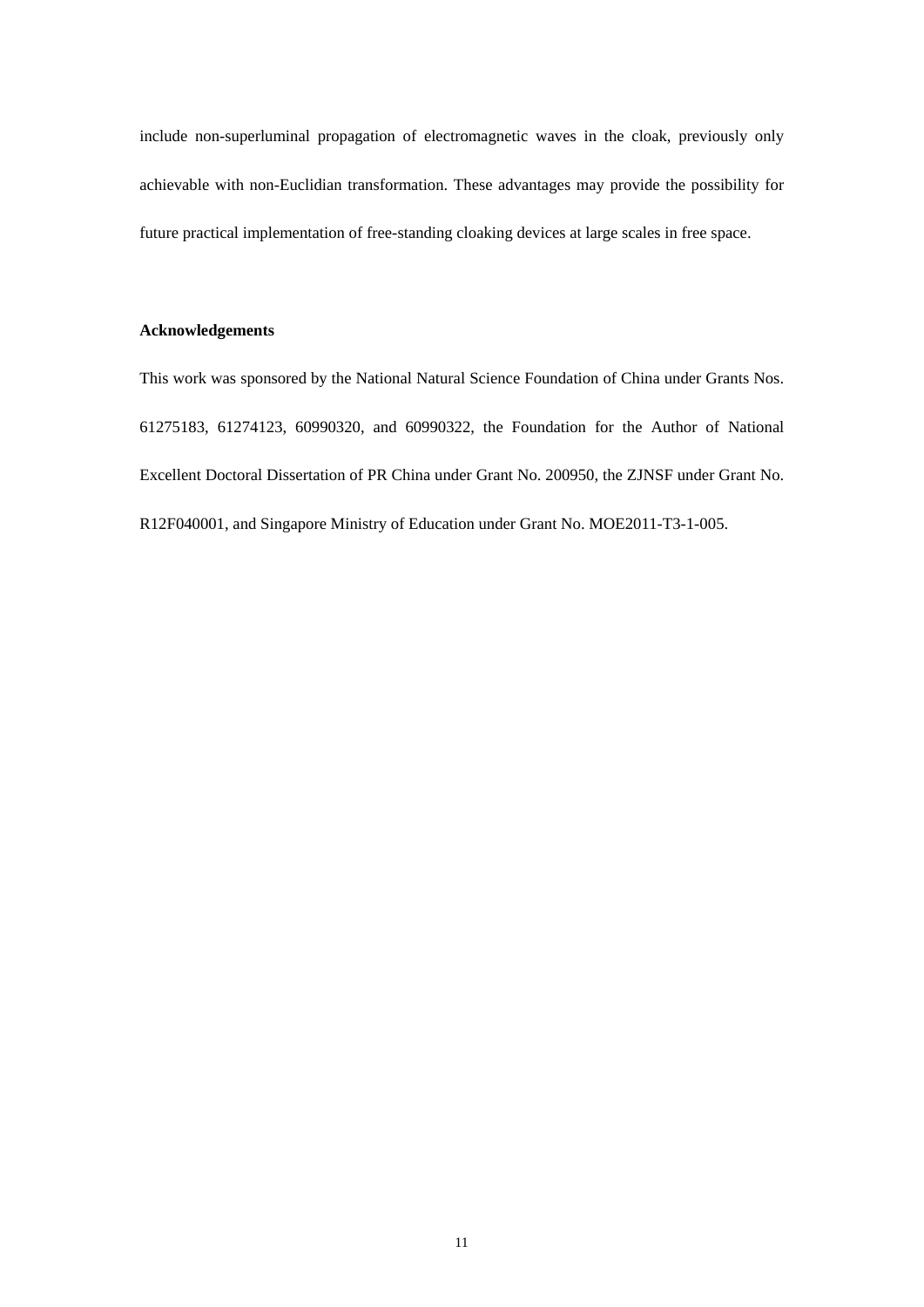include non-superluminal propagation of electromagnetic waves in the cloak, previously only achievable with non-Euclidian transformation. These advantages may provide the possibility for future practical implementation of free-standing cloaking devices at large scales in free space.

## Acknowledgements

This work was sponsored by the National Natural Science Foundation of China under Grants Nos. 61275183, 61274123, 60990320, and 60990322, the Foundation for the Author of National Excellent Doctoral Dissertation of PR China under Grant No. 200950, the ZJNSF under Grant No. R12F040001, and Singapore Ministry of Education under Grant No. MOE2011-T3-1-005.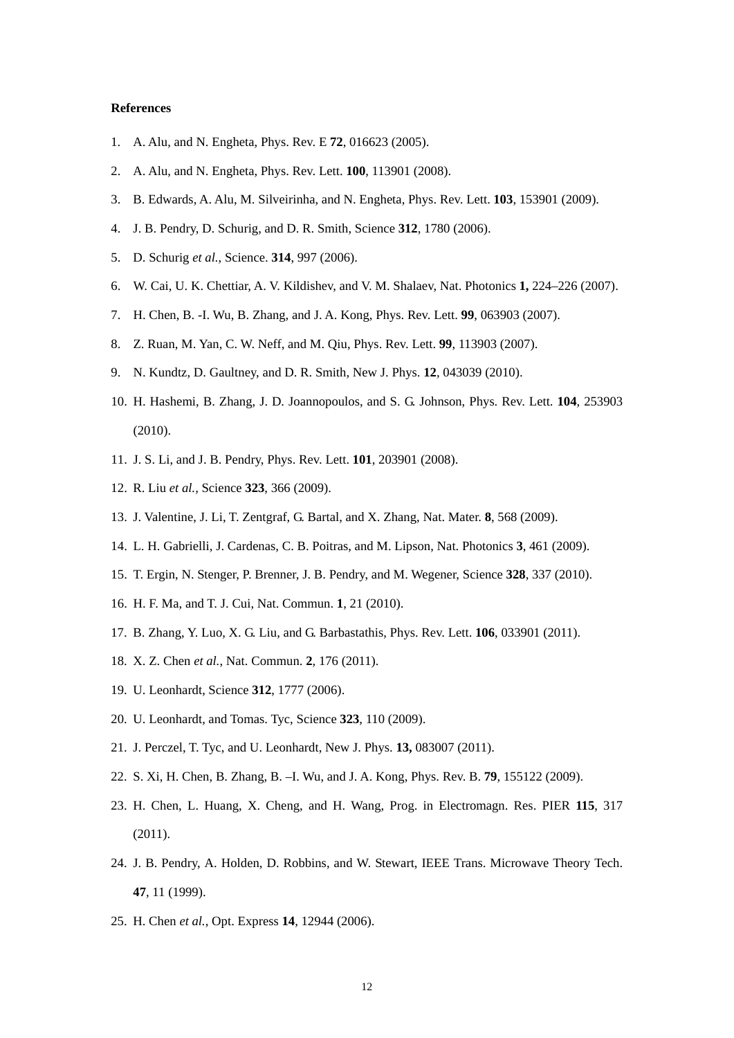**References**

1. A. Alu, and N. Engheta, Phys. Rev. E **72**, 016623 (2005).
2. A. Alu, and N. Engheta, Phys. Rev. Lett. **100**, 113901 (2008).
3. B. Edwards, A. Alu, M. Silveirinha, and N. Engheta, Phys. Rev. Lett. **103**, 153901 (2009).
4. J. B. Pendry, D. Schurig, and D. R. Smith, Science **312**, 1780 (2006).
5. D. Schurig *et al.*, Science. **314**, 997 (2006).
6. W. Cai, U. K. Chettiar, A. V. Kildishev, and V. M. Shalaev, Nat. Photonics **1,** 224–226 (2007).
7. H. Chen, B. -I. Wu, B. Zhang, and J. A. Kong, Phys. Rev. Lett. **99**, 063903 (2007).
8. Z. Ruan, M. Yan, C. W. Neff, and M. Qiu, Phys. Rev. Lett. **99**, 113903 (2007).
9. N. Kundtz, D. Gaultney, and D. R. Smith, New J. Phys. **12**, 043039 (2010).
10. H. Hashemi, B. Zhang, J. D. Joannopoulos, and S. G. Johnson, Phys. Rev. Lett. **104**, 253903 (2010).
11. J. S. Li, and J. B. Pendry, Phys. Rev. Lett. **101**, 203901 (2008).
12. R. Liu *et al.*, Science **323**, 366 (2009).
13. J. Valentine, J. Li, T. Zentgraf, G. Bartal, and X. Zhang, Nat. Mater. **8**, 568 (2009).
14. L. H. Gabrielli, J. Cardenas, C. B. Poitras, and M. Lipson, Nat. Photonics **3**, 461 (2009).
15. T. Ergin, N. Stenger, P. Brenner, J. B. Pendry, and M. Wegener, Science **328**, 337 (2010).
16. H. F. Ma, and T. J. Cui, Nat. Commun. **1**, 21 (2010).
17. B. Zhang, Y. Luo, X. G. Liu, and G. Barbastathis, Phys. Rev. Lett. **106**, 033901 (2011).
18. X. Z. Chen *et al.*, Nat. Commun. **2**, 176 (2011).
19. U. Leonhardt, Science **312**, 1777 (2006).
20. U. Leonhardt, and Tomas. Tyc, Science **323**, 110 (2009).
21. J. Perczel, T. Tyc, and U. Leonhardt, New J. Phys. **13,** 083007 (2011).
22. S. Xi, H. Chen, B. Zhang, B. –I. Wu, and J. A. Kong, Phys. Rev. B. **79**, 155122 (2009).
23. H. Chen, L. Huang, X. Cheng, and H. Wang, Prog. in Electromagn. Res. PIER **115**, 317 (2011).
24. J. B. Pendry, A. Holden, D. Robbins, and W. Stewart, IEEE Trans. Microwave Theory Tech. **47**, 11 (1999).
25. H. Chen *et al.*, Opt. Express **14**, 12944 (2006).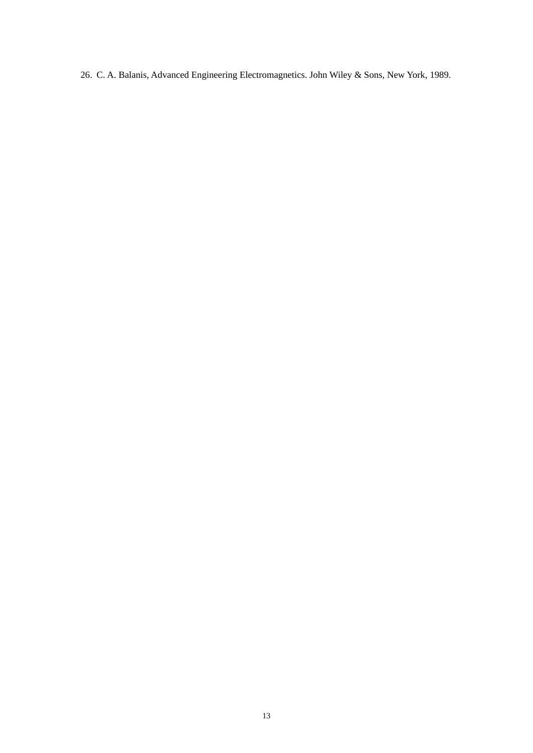26. C. A. Balanis, Advanced Engineering Electromagnetics. John Wiley & Sons, New York, 1989.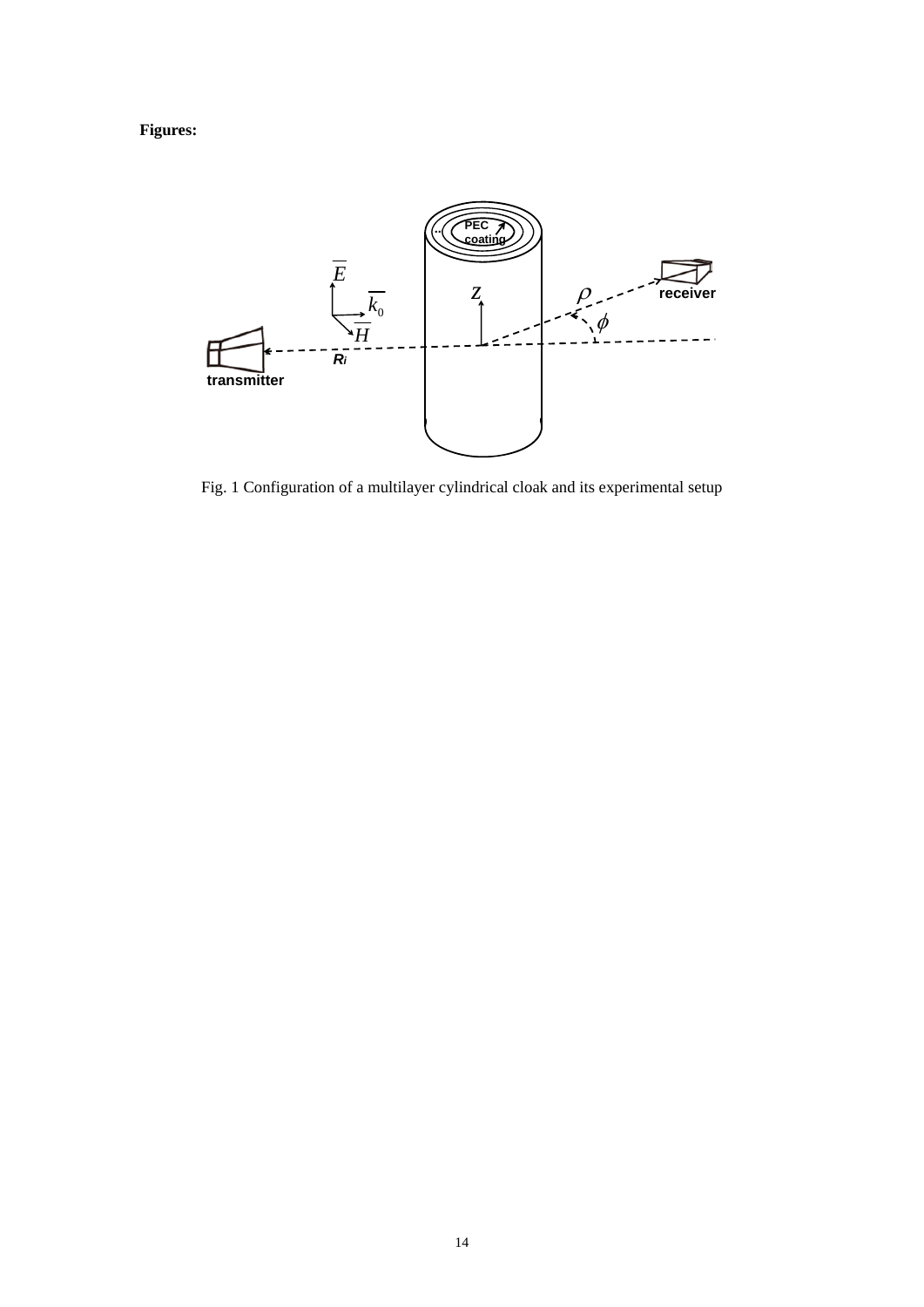**Figures:**

Fig. 1 Configuration of a multilayer cylindrical cloak and its experimental setup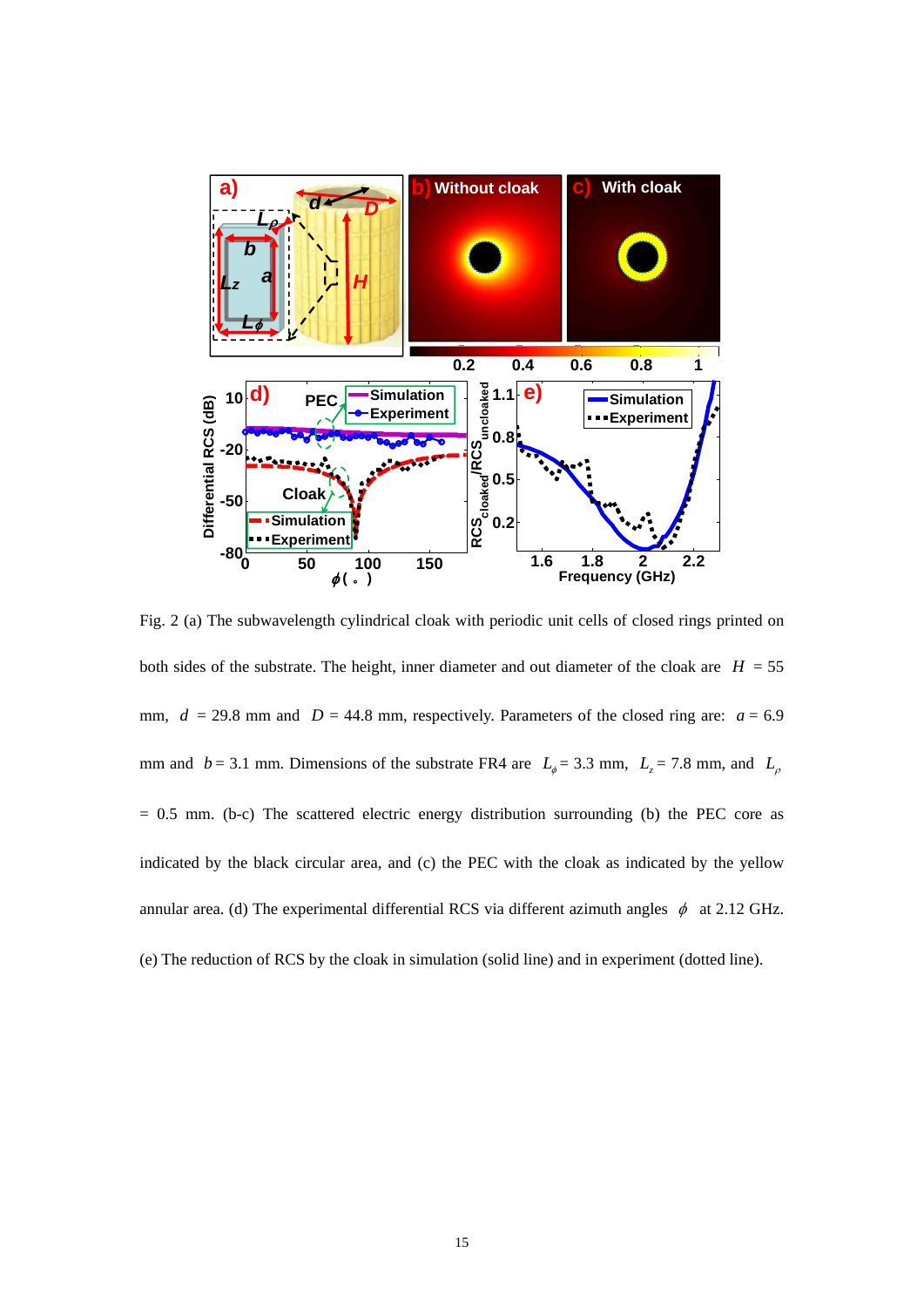Fig. 2 (a) The subwavelength cylindrical cloak with periodic unit cells of closed rings printed on both sides of the substrate. The height, inner diameter and out diameter of the cloak are $H$ = 55 mm, $d$ = 29.8 mm and $D$ = 44.8 mm, respectively. Parameters of the closed ring are: $a$ = 6.9 mm and $b$ = 3.1 mm. Dimensions of the substrate FR4 are $L_\phi$ = 3.3 mm, $L_z$ = 7.8 mm, and $L_\rho$ = 0.5 mm. (b-c) The scattered electric energy distribution surrounding (b) the PEC core as indicated by the black circular area, and (c) the PEC with the cloak as indicated by the yellow annular area. (d) The experimental differential RCS via different azimuth angles $\phi$ at 2.12 GHz. (e) The reduction of RCS by the cloak in simulation (solid line) and in experiment (dotted line).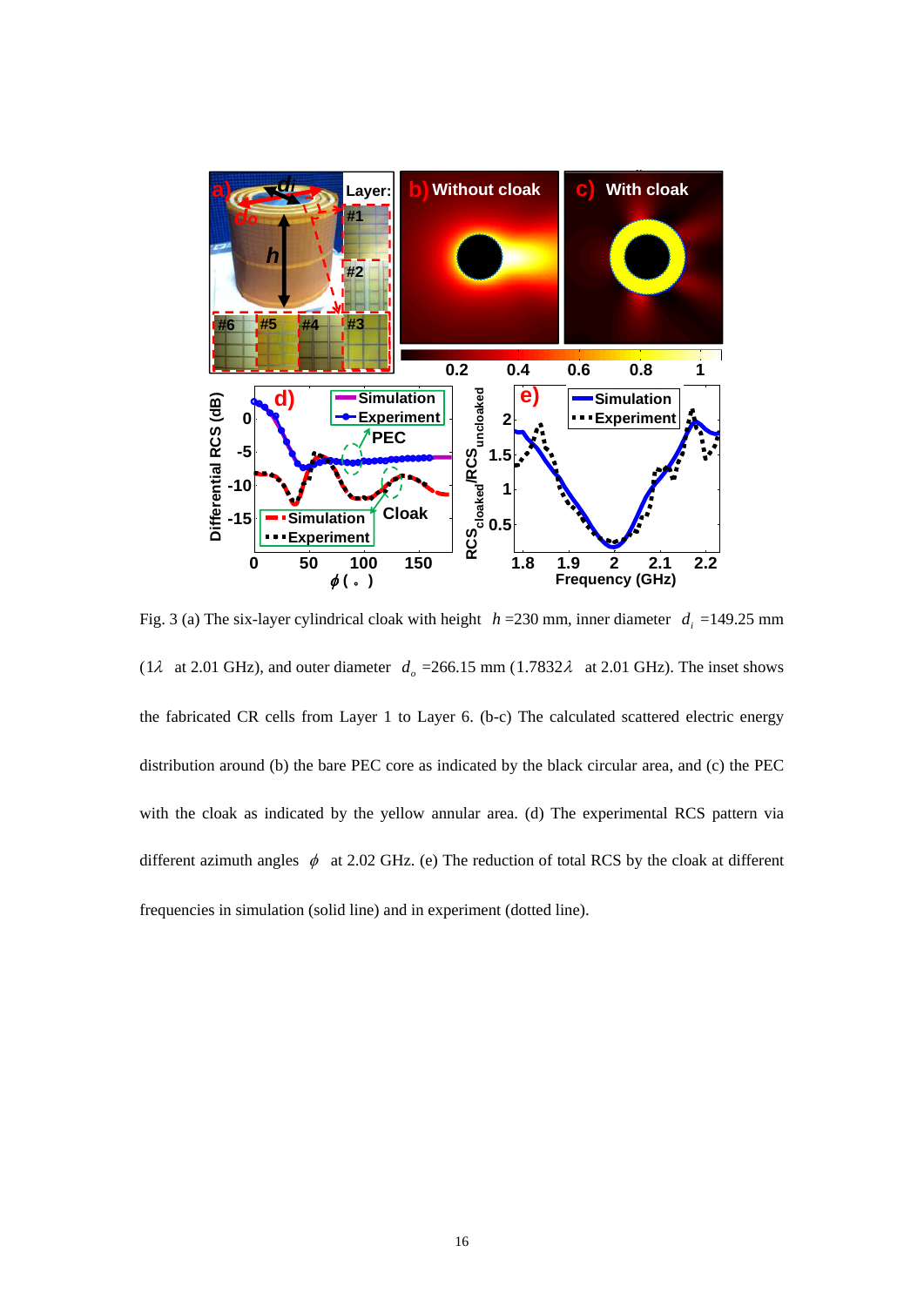a) Layer: #1 #2 #3 #4 #5 #6 $d_i$ $d_o$ $h$

b) Without cloak

c) With cloak

0.2 0.4 0.6 0.8 1

d) Simulation Experiment PEC Cloak Simulation Experiment

Differential RCS (dB)

0 -5 -10 -15

0 50 100 150

$\phi$ ( ◦ )

e) Simulation Experiment

$RCS_{cloaked}/RCS_{uncloaked}$

2 1.5 1 0.5

1.8 1.9 2 2.1 2.2

Frequency (GHz)

Fig. 3 (a) The six-layer cylindrical cloak with height $h$ =230 mm, inner diameter $d_i$ =149.25 mm ($1\lambda$ at 2.01 GHz), and outer diameter $d_o$ =266.15 mm ($1.7832\lambda$ at 2.01 GHz). The inset shows the fabricated CR cells from Layer 1 to Layer 6. (b-c) The calculated scattered electric energy distribution around (b) the bare PEC core as indicated by the black circular area, and (c) the PEC with the cloak as indicated by the yellow annular area. (d) The experimental RCS pattern via different azimuth angles $\phi$ at 2.02 GHz. (e) The reduction of total RCS by the cloak at different frequencies in simulation (solid line) and in experiment (dotted line).